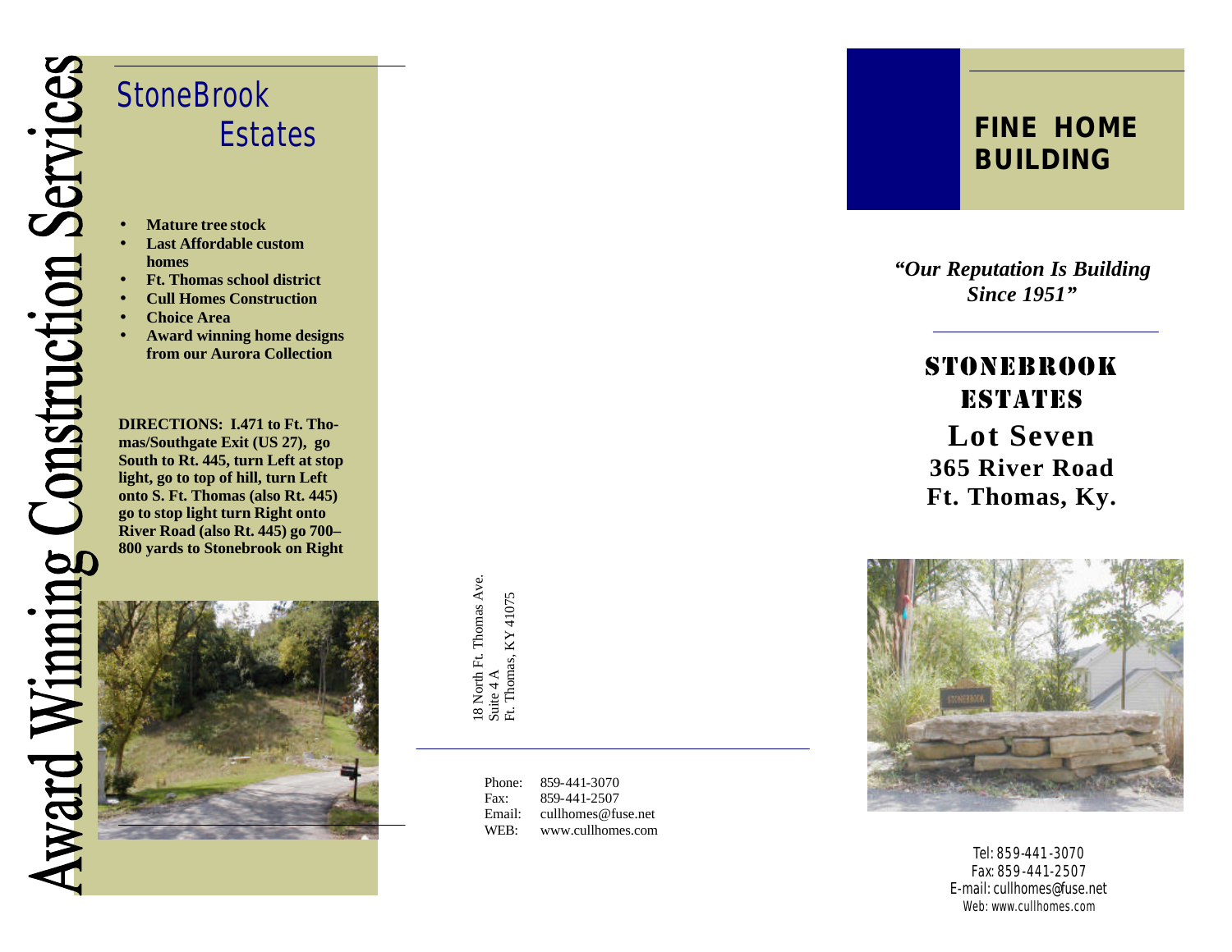Award Winning Construction Services

# StoneBrook Estates

- **Mature tree stock**
- **Last Affordable custom homes**
- **Ft. Thomas school district**
- **Cull Homes Construction**
- **Choice Area**
- **Award winning home designs from our Aurora Collection**

**DIRECTIONS: I.471 to Ft. Thomas/Southgate Exit (US 27), go South to Rt. 445, turn Left at stop light, go to top of hill, turn Left onto S. Ft. Thomas (also Rt. 445) go to stop light turn Right onto River Road (also Rt. 445) go 700–800 yards to Stonebrook on Right**

18 North Ft. Thomas Ave.
Suite 4 A
Ft. Thomas, KY 41075

| | |
|---|---|
| Phone: | 859-441-3070 |
| Fax: | 859-441-2507 |
| Email: | cullhomes@fuse.net |
| WEB: | www.cullhomes.com |

## FINE HOME BUILDING

***"Our Reputation Is Building Since 1951"***

## STONEBROOK ESTATES

**Lot Seven**
**365 River Road**
**Ft. Thomas, Ky.**

Tel: 859-441-3070
Fax: 859-441-2507
E-mail: cullhomes@fuse.net
Web: www.cullhomes.com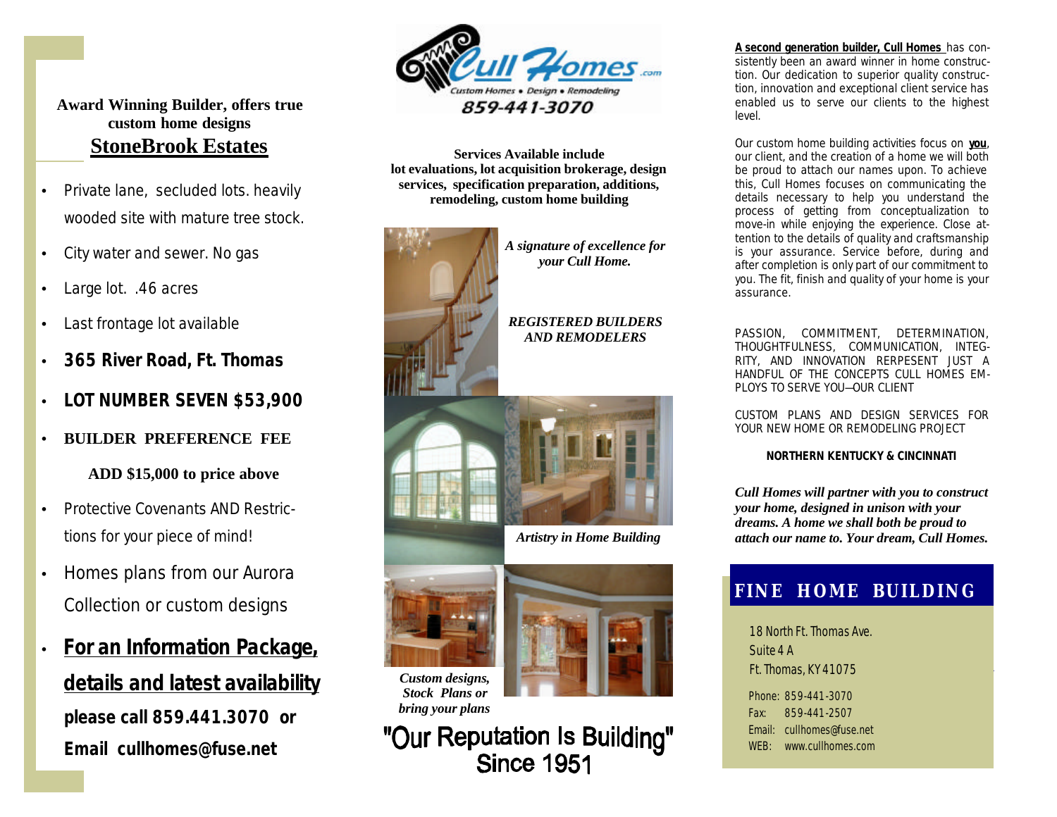**Award Winning Builder, offers true custom home designs**

## StoneBrook Estates

- Private lane, secluded lots. heavily wooded site with mature tree stock.
- City water and sewer. No gas
- Large lot. .46 acres
- Last frontage lot available
- **365 River Road, Ft. Thomas**
- **LOT NUMBER SEVEN $53,900**
- **BUILDER PREFERENCE FEE**

  **ADD $15,000 to price above**
- Protective Covenants AND Restrictions for your piece of mind!
- Homes plans from our Aurora Collection or custom designs
- **For an Information Package, details and latest availability please call 859.441.3070 or Email cullhomes@fuse.net**

Cull Homes.com

Custom Homes • Design • Remodeling

859-441-3070

**Services Available include lot evaluations, lot acquisition brokerage, design services, specification preparation, additions, remodeling, custom home building**

***A signature of excellence for your Cull Home.***

***REGISTERED BUILDERS AND REMODELERS***

***Artistry in Home Building***

***Custom designs, Stock Plans or bring your plans***

## "Our Reputation Is Building" Since 1951

**A second generation builder, Cull Homes** has consistently been an award winner in home construction. Our dedication to superior quality construction, innovation and exceptional client service has enabled us to serve our clients to the highest level.

Our custom home building activities focus on **you**, our client, and the creation of a home we will both be proud to attach our names upon. To achieve this, Cull Homes focuses on communicating the details necessary to help you understand the process of getting from conceptualization to move-in while enjoying the experience. Close attention to the details of quality and craftsmanship is your assurance. Service before, during and after completion is only part of our commitment to you. The fit, finish and quality of your home is your assurance.

PASSION, COMMITMENT, DETERMINATION, THOUGHTFULNESS, COMMUNICATION, INTEGRITY, AND INNOVATION RERPESENT JUST A HANDFUL OF THE CONCEPTS CULL HOMES EMPLOYS TO SERVE YOU—OUR CLIENT

CUSTOM PLANS AND DESIGN SERVICES FOR YOUR NEW HOME OR REMODELING PROJECT

**NORTHERN KENTUCKY & CINCINNATI**

***Cull Homes will partner with you to construct your home, designed in unison with your dreams. A home we shall both be proud to attach our name to. Your dream, Cull Homes.***

## FINE HOME BUILDING

18 North Ft. Thomas Ave.
Suite 4 A
Ft. Thomas, KY 41075

Phone: 859-441-3070
Fax: 859-441-2507
Email: cullhomes@fuse.net
WEB: www.cullhomes.com